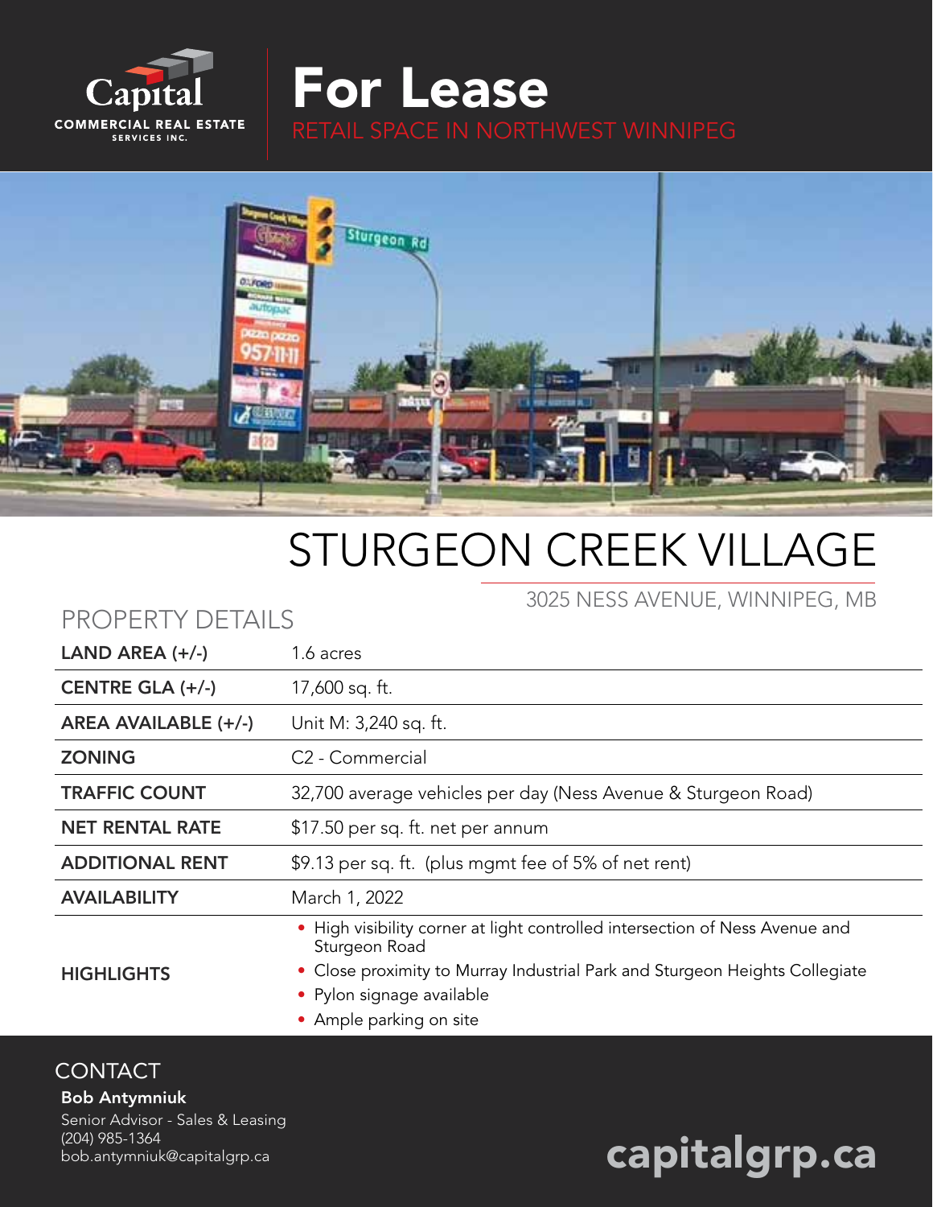Capital
COMMERCIAL REAL ESTATE
SERVICES INC.

# For Lease

RETAIL SPACE IN NORTHWEST WINNIPEG

# STURGEON CREEK VILLAGE

3025 NESS AVENUE, WINNIPEG, MB

## PROPERTY DETAILS

| | |
|---|---|
| **LAND AREA (+/-)** | 1.6 acres |
| **CENTRE GLA (+/-)** | 17,600 sq. ft. |
| **AREA AVAILABLE (+/-)** | Unit M: 3,240 sq. ft. |
| **ZONING** | C2 - Commercial |
| **TRAFFIC COUNT** | 32,700 average vehicles per day (Ness Avenue & Sturgeon Road) |
| **NET RENTAL RATE** | $17.50 per sq. ft. net per annum |
| **ADDITIONAL RENT** | $9.13 per sq. ft. (plus mgmt fee of 5% of net rent) |
| **AVAILABILITY** | March 1, 2022 |
| **HIGHLIGHTS** | • High visibility corner at light controlled intersection of Ness Avenue and Sturgeon Road<br>• Close proximity to Murray Industrial Park and Sturgeon Heights Collegiate<br>• Pylon signage available<br>• Ample parking on site |

## CONTACT

**Bob Antymniuk**
Senior Advisor - Sales & Leasing
(204) 985-1364
bob.antymniuk@capitalgrp.ca

capitalgrp.ca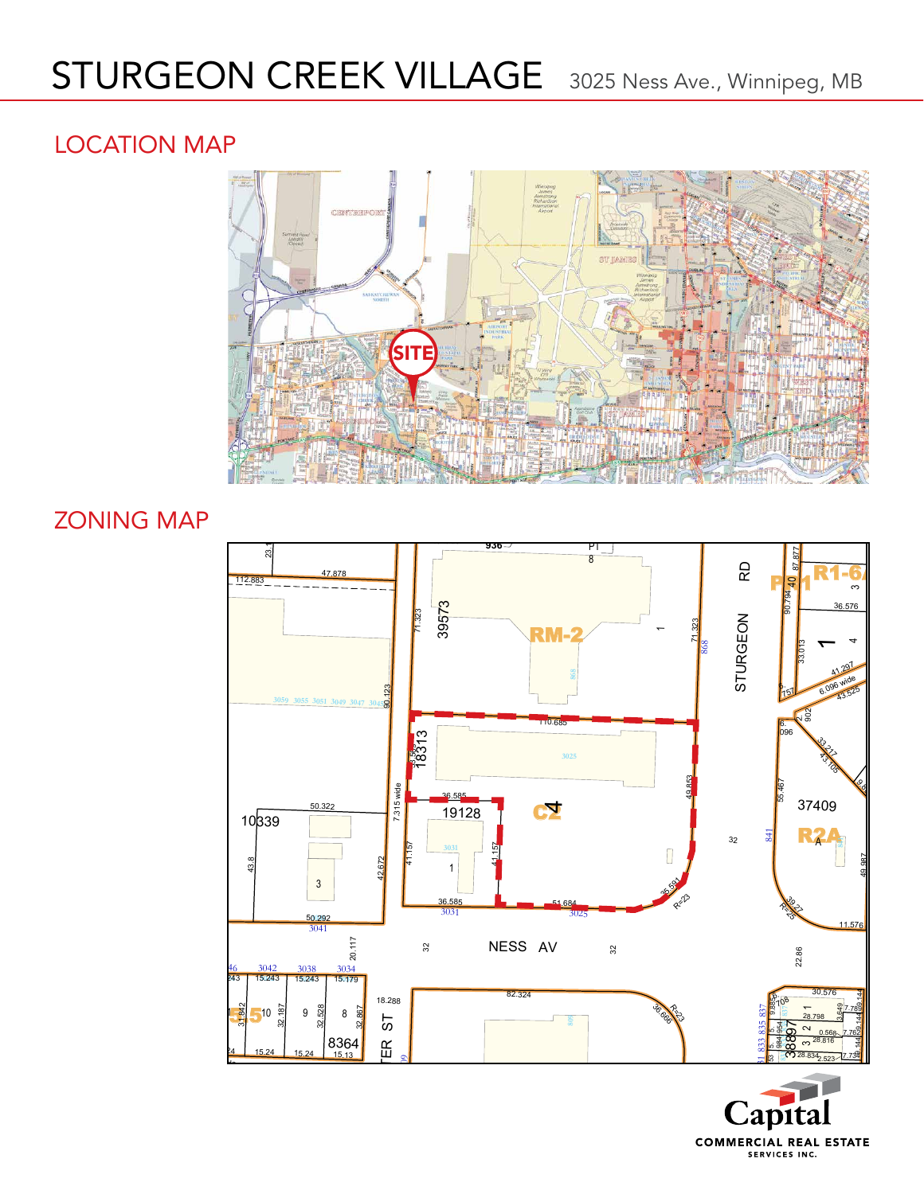# STURGEON CREEK VILLAGE 3025 Ness Ave., Winnipeg, MB

## LOCATION MAP

SITE

## ZONING MAP

RM-2

C2

R2A

R1-6A

STURGEON RD

NESS AV

Capital
COMMERCIAL REAL ESTATE SERVICES INC.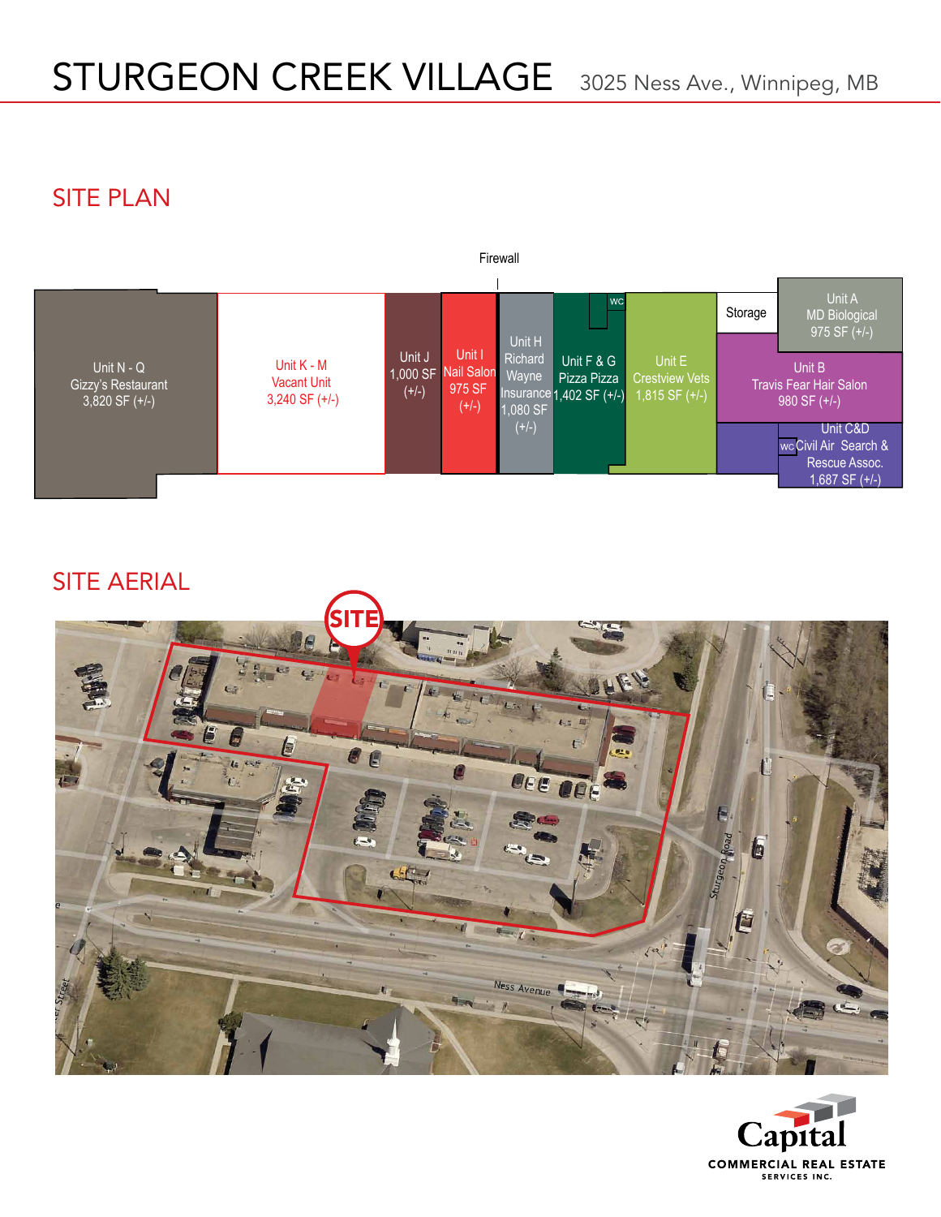# STURGEON CREEK VILLAGE

3025 Ness Ave., Winnipeg, MB

## SITE PLAN

Firewall

Unit N - Q
Gizzy's Restaurant
3,820 SF (+/-)

Unit K - M
Vacant Unit
3,240 SF (+/-)

Unit J
1,000 SF
(+/-)

Unit I
Nail Salon
975 SF
(+/-)

Unit H
Richard
Wayne
Insurance
1,080 SF
(+/-)

WC

Unit F & G
Pizza Pizza
1,402 SF (+/-)

Unit E
Crestview Vets
1,815 SF (+/-)

Storage

Unit A
MD Biological
975 SF (+/-)

Unit B
Travis Fear Hair Salon
980 SF (+/-)

WC

Unit C&D
Civil Air Search &
Rescue Assoc.
1,687 SF (+/-)

## SITE AERIAL

SITE

Sturgeon Road

Ness Avenue

Capital
COMMERCIAL REAL ESTATE
SERVICES INC.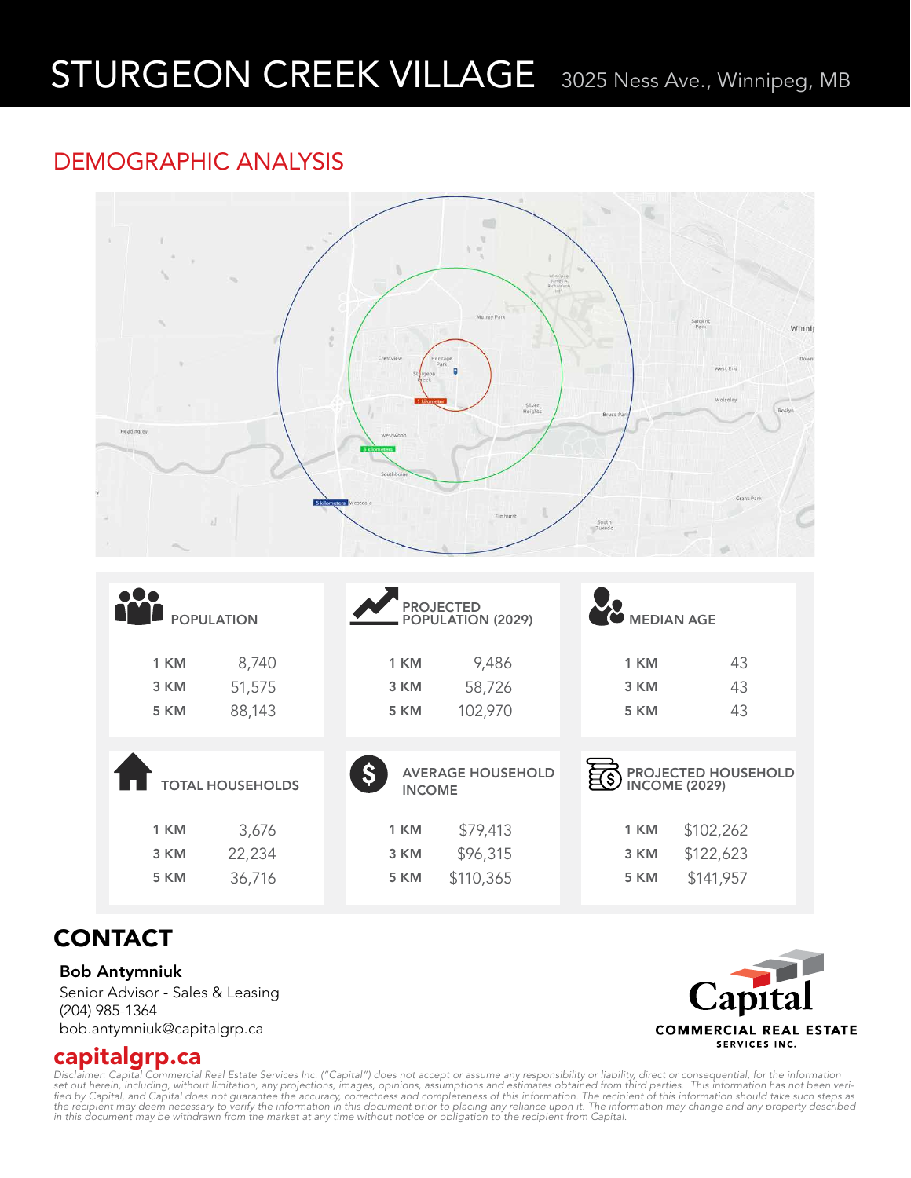# STURGEON CREEK VILLAGE

3025 Ness Ave., Winnipeg, MB

## DEMOGRAPHIC ANALYSIS

### POPULATION

| | |
|---|---|
| 1 KM | 8,740 |
| 3 KM | 51,575 |
| 5 KM | 88,143 |

### PROJECTED POPULATION (2029)

| | |
|---|---|
| 1 KM | 9,486 |
| 3 KM | 58,726 |
| 5 KM | 102,970 |

### MEDIAN AGE

| | |
|---|---|
| 1 KM | 43 |
| 3 KM | 43 |
| 5 KM | 43 |

### TOTAL HOUSEHOLDS

| | |
|---|---|
| 1 KM | 3,676 |
| 3 KM | 22,234 |
| 5 KM | 36,716 |

### AVERAGE HOUSEHOLD INCOME

| | |
|---|---|
| 1 KM | $79,413 |
| 3 KM | $96,315 |
| 5 KM | $110,365 |

### PROJECTED HOUSEHOLD INCOME (2029)

| | |
|---|---|
| 1 KM | $102,262 |
| 3 KM | $122,623 |
| 5 KM | $141,957 |

## CONTACT

**Bob Antymniuk**
Senior Advisor - Sales & Leasing
(204) 985-1364
bob.antymniuk@capitalgrp.ca

**capitalgrp.ca**

Capital
COMMERCIAL REAL ESTATE SERVICES INC.

*Disclaimer: Capital Commercial Real Estate Services Inc. ("Capital") does not accept or assume any responsibility or liability, direct or consequential, for the information set out herein, including, without limitation, any projections, images, opinions, assumptions and estimates obtained from third parties. This information has not been verified by Capital, and Capital does not guarantee the accuracy, correctness and completeness of this information. The recipient of this information should take such steps as the recipient may deem necessary to verify the information in this document prior to placing any reliance upon it. The information may change and any property described in this document may be withdrawn from the market at any time without notice or obligation to the recipient from Capital.*